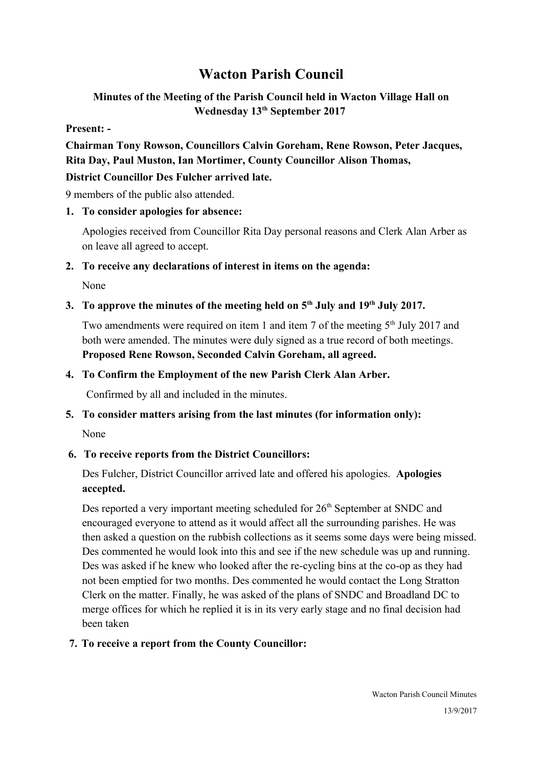# Wacton Parish Council

## Minutes of the Meeting of the Parish Council held in Wacton Village Hall on Wednesday 13th September 2017

**Present: -**

**Chairman Tony Rowson, Councillors Calvin Goreham, Rene Rowson, Peter Jacques, Rita Day, Paul Muston, Ian Mortimer, County Councillor Alison Thomas,**

**District Councillor Des Fulcher arrived late.**

9 members of the public also attended.

1. **To consider apologies for absence:**

   Apologies received from Councillor Rita Day personal reasons and Clerk Alan Arber as on leave all agreed to accept.

2. **To receive any declarations of interest in items on the agenda:**

   None

3. **To approve the minutes of the meeting held on 5th July and 19th July 2017.**

   Two amendments were required on item 1 and item 7 of the meeting 5th July 2017 and both were amended. The minutes were duly signed as a true record of both meetings. **Proposed Rene Rowson, Seconded Calvin Goreham, all agreed.**

4. **To Confirm the Employment of the new Parish Clerk Alan Arber.**

   Confirmed by all and included in the minutes.

5. **To consider matters arising from the last minutes (for information only):**

   None

6. **To receive reports from the District Councillors:**

   Des Fulcher, District Councillor arrived late and offered his apologies. **Apologies accepted.**

   Des reported a very important meeting scheduled for 26th September at SNDC and encouraged everyone to attend as it would affect all the surrounding parishes. He was then asked a question on the rubbish collections as it seems some days were being missed. Des commented he would look into this and see if the new schedule was up and running. Des was asked if he knew who looked after the re-cycling bins at the co-op as they had not been emptied for two months. Des commented he would contact the Long Stratton Clerk on the matter. Finally, he was asked of the plans of SNDC and Broadland DC to merge offices for which he replied it is in its very early stage and no final decision had been taken

7. **To receive a report from the County Councillor:**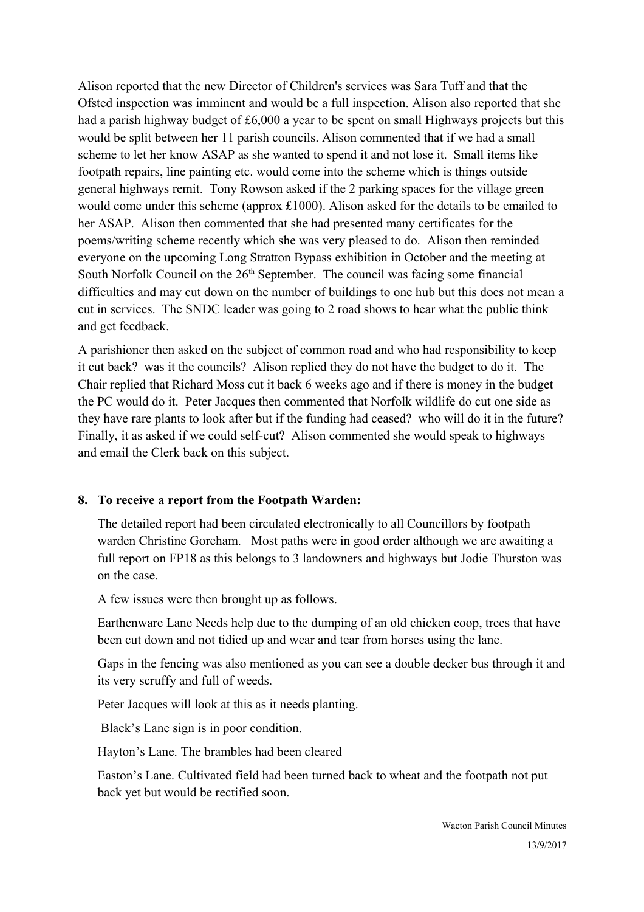Alison reported that the new Director of Children's services was Sara Tuff and that the Ofsted inspection was imminent and would be a full inspection. Alison also reported that she had a parish highway budget of £6,000 a year to be spent on small Highways projects but this would be split between her 11 parish councils. Alison commented that if we had a small scheme to let her know ASAP as she wanted to spend it and not lose it. Small items like footpath repairs, line painting etc. would come into the scheme which is things outside general highways remit. Tony Rowson asked if the 2 parking spaces for the village green would come under this scheme (approx £1000). Alison asked for the details to be emailed to her ASAP. Alison then commented that she had presented many certificates for the poems/writing scheme recently which she was very pleased to do. Alison then reminded everyone on the upcoming Long Stratton Bypass exhibition in October and the meeting at South Norfolk Council on the 26th September. The council was facing some financial difficulties and may cut down on the number of buildings to one hub but this does not mean a cut in services. The SNDC leader was going to 2 road shows to hear what the public think and get feedback.

A parishioner then asked on the subject of common road and who had responsibility to keep it cut back? was it the councils? Alison replied they do not have the budget to do it. The Chair replied that Richard Moss cut it back 6 weeks ago and if there is money in the budget the PC would do it. Peter Jacques then commented that Norfolk wildlife do cut one side as they have rare plants to look after but if the funding had ceased? who will do it in the future? Finally, it as asked if we could self-cut? Alison commented she would speak to highways and email the Clerk back on this subject.

8. **To receive a report from the Footpath Warden:**

   The detailed report had been circulated electronically to all Councillors by footpath warden Christine Goreham. Most paths were in good order although we are awaiting a full report on FP18 as this belongs to 3 landowners and highways but Jodie Thurston was on the case.

   A few issues were then brought up as follows.

   Earthenware Lane Needs help due to the dumping of an old chicken coop, trees that have been cut down and not tidied up and wear and tear from horses using the lane.

   Gaps in the fencing was also mentioned as you can see a double decker bus through it and its very scruffy and full of weeds.

   Peter Jacques will look at this as it needs planting.

   Black's Lane sign is in poor condition.

   Hayton's Lane. The brambles had been cleared

   Easton's Lane. Cultivated field had been turned back to wheat and the footpath not put back yet but would be rectified soon.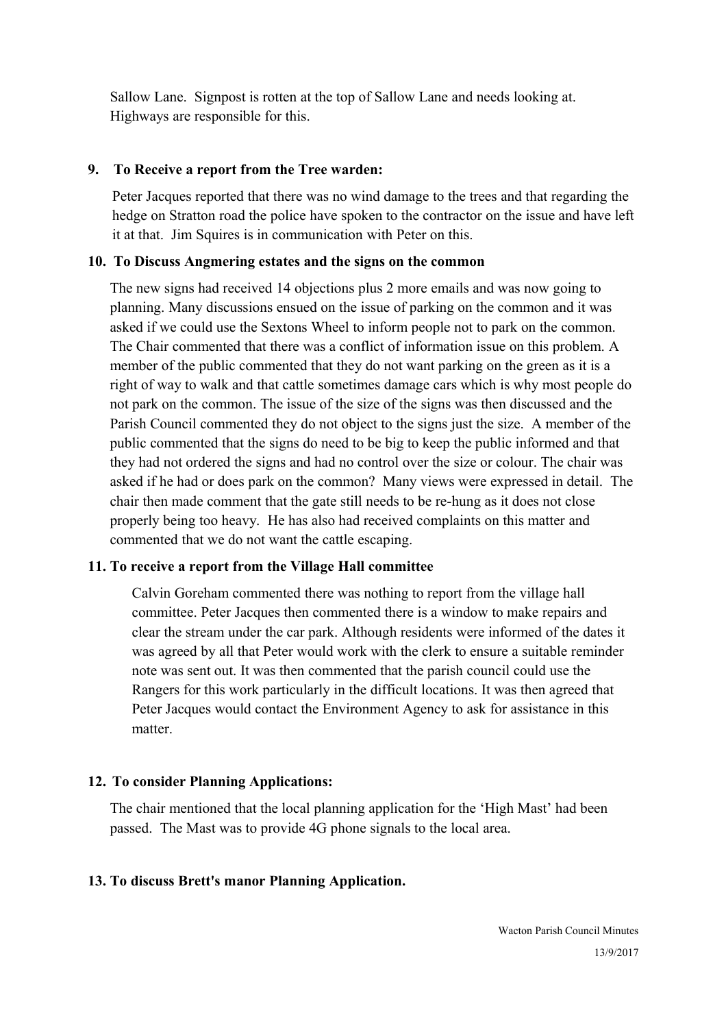Sallow Lane. Signpost is rotten at the top of Sallow Lane and needs looking at. Highways are responsible for this.

**9. To Receive a report from the Tree warden:**

Peter Jacques reported that there was no wind damage to the trees and that regarding the hedge on Stratton road the police have spoken to the contractor on the issue and have left it at that. Jim Squires is in communication with Peter on this.

**10. To Discuss Angmering estates and the signs on the common**

The new signs had received 14 objections plus 2 more emails and was now going to planning. Many discussions ensued on the issue of parking on the common and it was asked if we could use the Sextons Wheel to inform people not to park on the common. The Chair commented that there was a conflict of information issue on this problem. A member of the public commented that they do not want parking on the green as it is a right of way to walk and that cattle sometimes damage cars which is why most people do not park on the common. The issue of the size of the signs was then discussed and the Parish Council commented they do not object to the signs just the size. A member of the public commented that the signs do need to be big to keep the public informed and that they had not ordered the signs and had no control over the size or colour. The chair was asked if he had or does park on the common? Many views were expressed in detail. The chair then made comment that the gate still needs to be re-hung as it does not close properly being too heavy. He has also had received complaints on this matter and commented that we do not want the cattle escaping.

**11. To receive a report from the Village Hall committee**

Calvin Goreham commented there was nothing to report from the village hall committee. Peter Jacques then commented there is a window to make repairs and clear the stream under the car park. Although residents were informed of the dates it was agreed by all that Peter would work with the clerk to ensure a suitable reminder note was sent out. It was then commented that the parish council could use the Rangers for this work particularly in the difficult locations. It was then agreed that Peter Jacques would contact the Environment Agency to ask for assistance in this matter.

**12. To consider Planning Applications:**

The chair mentioned that the local planning application for the 'High Mast' had been passed. The Mast was to provide 4G phone signals to the local area.

**13. To discuss Brett's manor Planning Application.**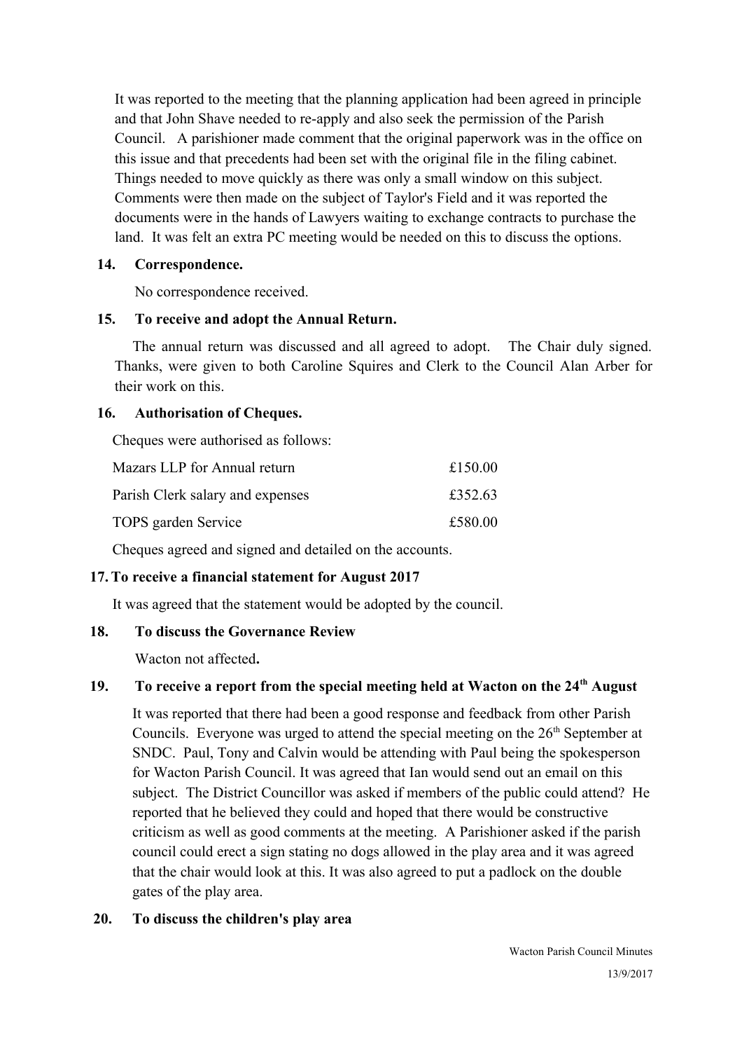It was reported to the meeting that the planning application had been agreed in principle and that John Shave needed to re-apply and also seek the permission of the Parish Council. A parishioner made comment that the original paperwork was in the office on this issue and that precedents had been set with the original file in the filing cabinet. Things needed to move quickly as there was only a small window on this subject. Comments were then made on the subject of Taylor's Field and it was reported the documents were in the hands of Lawyers waiting to exchange contracts to purchase the land. It was felt an extra PC meeting would be needed on this to discuss the options.

**14. Correspondence.**

No correspondence received.

**15. To receive and adopt the Annual Return.**

The annual return was discussed and all agreed to adopt. The Chair duly signed. Thanks, were given to both Caroline Squires and Clerk to the Council Alan Arber for their work on this.

**16. Authorisation of Cheques.**

Cheques were authorised as follows:

| | |
|---|---|
| Mazars LLP for Annual return | £150.00 |
| Parish Clerk salary and expenses | £352.63 |
| TOPS garden Service | £580.00 |

Cheques agreed and signed and detailed on the accounts.

**17. To receive a financial statement for August 2017**

It was agreed that the statement would be adopted by the council.

**18. To discuss the Governance Review**

Wacton not affected**.**

**19. To receive a report from the special meeting held at Wacton on the 24th August**

It was reported that there had been a good response and feedback from other Parish Councils. Everyone was urged to attend the special meeting on the 26th September at SNDC. Paul, Tony and Calvin would be attending with Paul being the spokesperson for Wacton Parish Council. It was agreed that Ian would send out an email on this subject. The District Councillor was asked if members of the public could attend? He reported that he believed they could and hoped that there would be constructive criticism as well as good comments at the meeting. A Parishioner asked if the parish council could erect a sign stating no dogs allowed in the play area and it was agreed that the chair would look at this. It was also agreed to put a padlock on the double gates of the play area.

**20. To discuss the children's play area**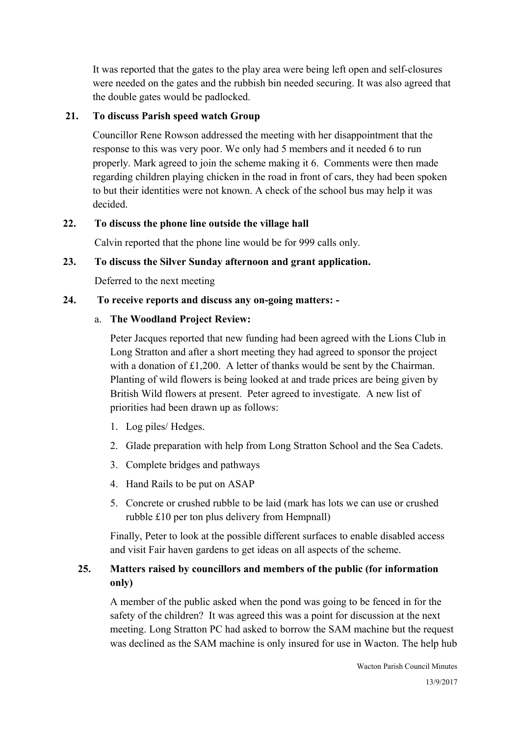It was reported that the gates to the play area were being left open and self-closures were needed on the gates and the rubbish bin needed securing. It was also agreed that the double gates would be padlocked.

**21. To discuss Parish speed watch Group**

Councillor Rene Rowson addressed the meeting with her disappointment that the response to this was very poor. We only had 5 members and it needed 6 to run properly. Mark agreed to join the scheme making it 6. Comments were then made regarding children playing chicken in the road in front of cars, they had been spoken to but their identities were not known. A check of the school bus may help it was decided.

**22. To discuss the phone line outside the village hall**

Calvin reported that the phone line would be for 999 calls only.

**23. To discuss the Silver Sunday afternoon and grant application.**

Deferred to the next meeting

**24. To receive reports and discuss any on-going matters: -**

a. **The Woodland Project Review:**

Peter Jacques reported that new funding had been agreed with the Lions Club in Long Stratton and after a short meeting they had agreed to sponsor the project with a donation of £1,200. A letter of thanks would be sent by the Chairman. Planting of wild flowers is being looked at and trade prices are being given by British Wild flowers at present. Peter agreed to investigate. A new list of priorities had been drawn up as follows:

1. Log piles/ Hedges.
2. Glade preparation with help from Long Stratton School and the Sea Cadets.
3. Complete bridges and pathways
4. Hand Rails to be put on ASAP
5. Concrete or crushed rubble to be laid (mark has lots we can use or crushed rubble £10 per ton plus delivery from Hempnall)

Finally, Peter to look at the possible different surfaces to enable disabled access and visit Fair haven gardens to get ideas on all aspects of the scheme.

**25. Matters raised by councillors and members of the public (for information only)**

A member of the public asked when the pond was going to be fenced in for the safety of the children? It was agreed this was a point for discussion at the next meeting. Long Stratton PC had asked to borrow the SAM machine but the request was declined as the SAM machine is only insured for use in Wacton. The help hub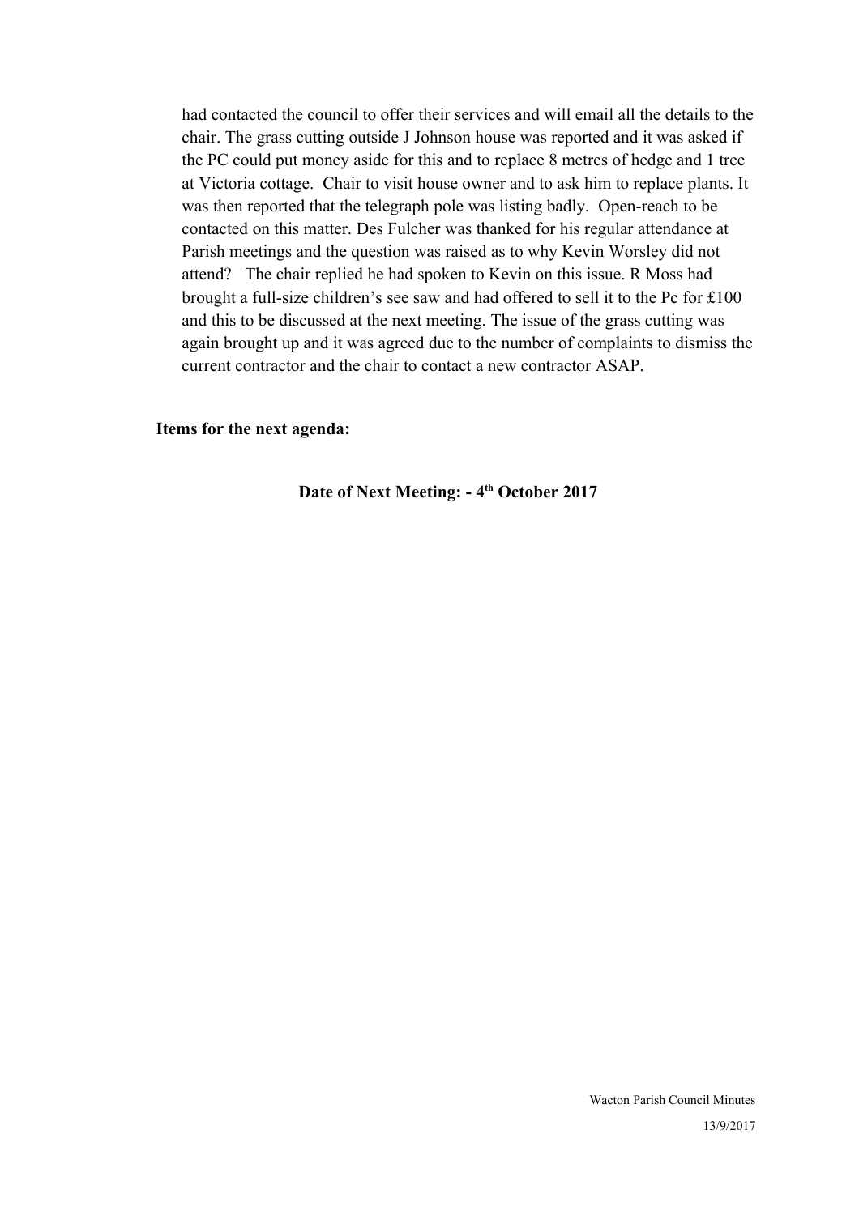had contacted the council to offer their services and will email all the details to the chair. The grass cutting outside J Johnson house was reported and it was asked if the PC could put money aside for this and to replace 8 metres of hedge and 1 tree at Victoria cottage. Chair to visit house owner and to ask him to replace plants. It was then reported that the telegraph pole was listing badly. Open-reach to be contacted on this matter. Des Fulcher was thanked for his regular attendance at Parish meetings and the question was raised as to why Kevin Worsley did not attend? The chair replied he had spoken to Kevin on this issue. R Moss had brought a full-size children's see saw and had offered to sell it to the Pc for £100 and this to be discussed at the next meeting. The issue of the grass cutting was again brought up and it was agreed due to the number of complaints to dismiss the current contractor and the chair to contact a new contractor ASAP.

**Items for the next agenda:**

**Date of Next Meeting: - 4th October 2017**